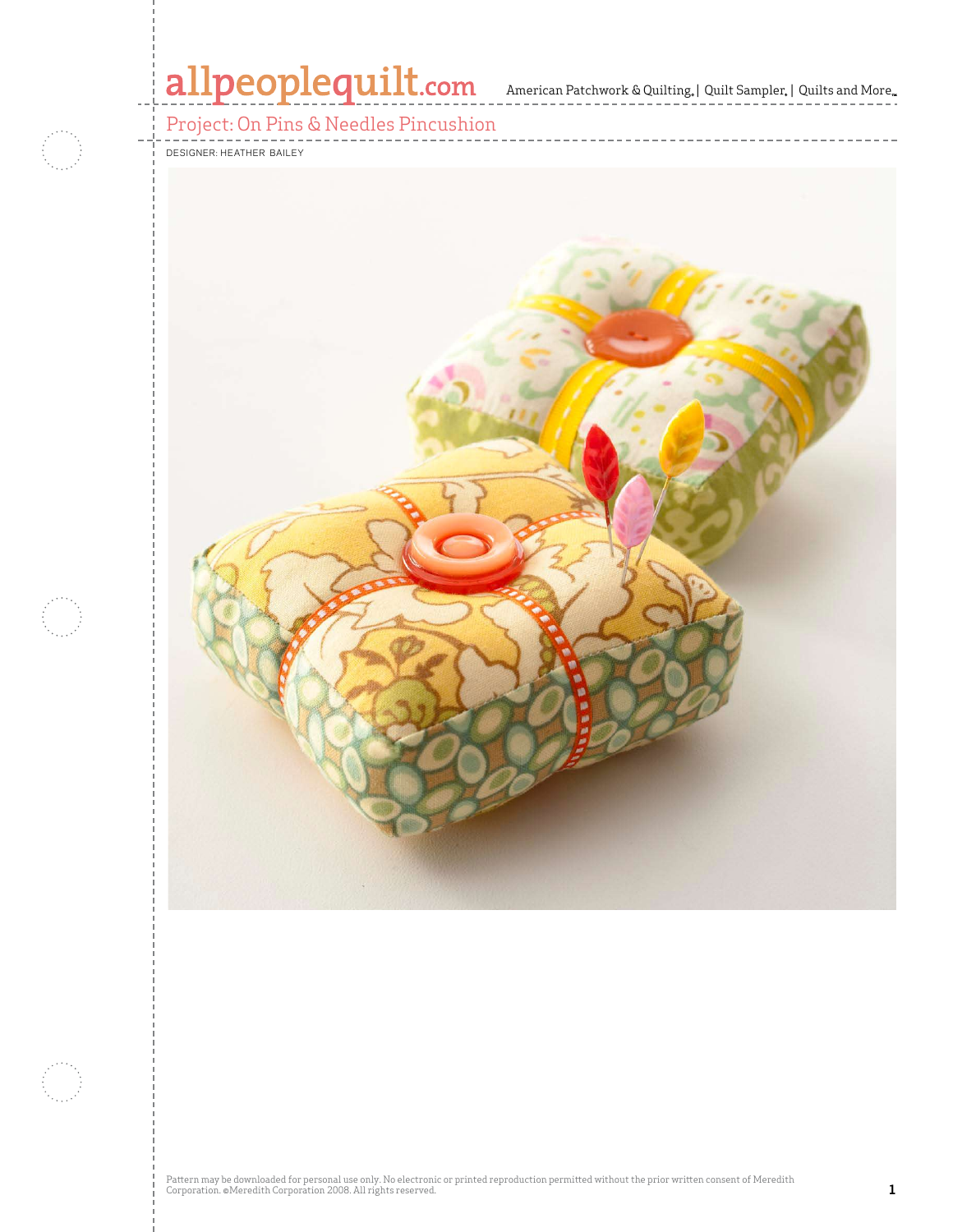# Project: On Pins & Needles Pincushion

DESIGNER: HEATHER BAILEY

Pattern may be downloaded for personal use only. No electronic or printed reproduction permitted without the prior written consent of Meredith Corporation. ©Meredith Corporation 2008. All rights reserved.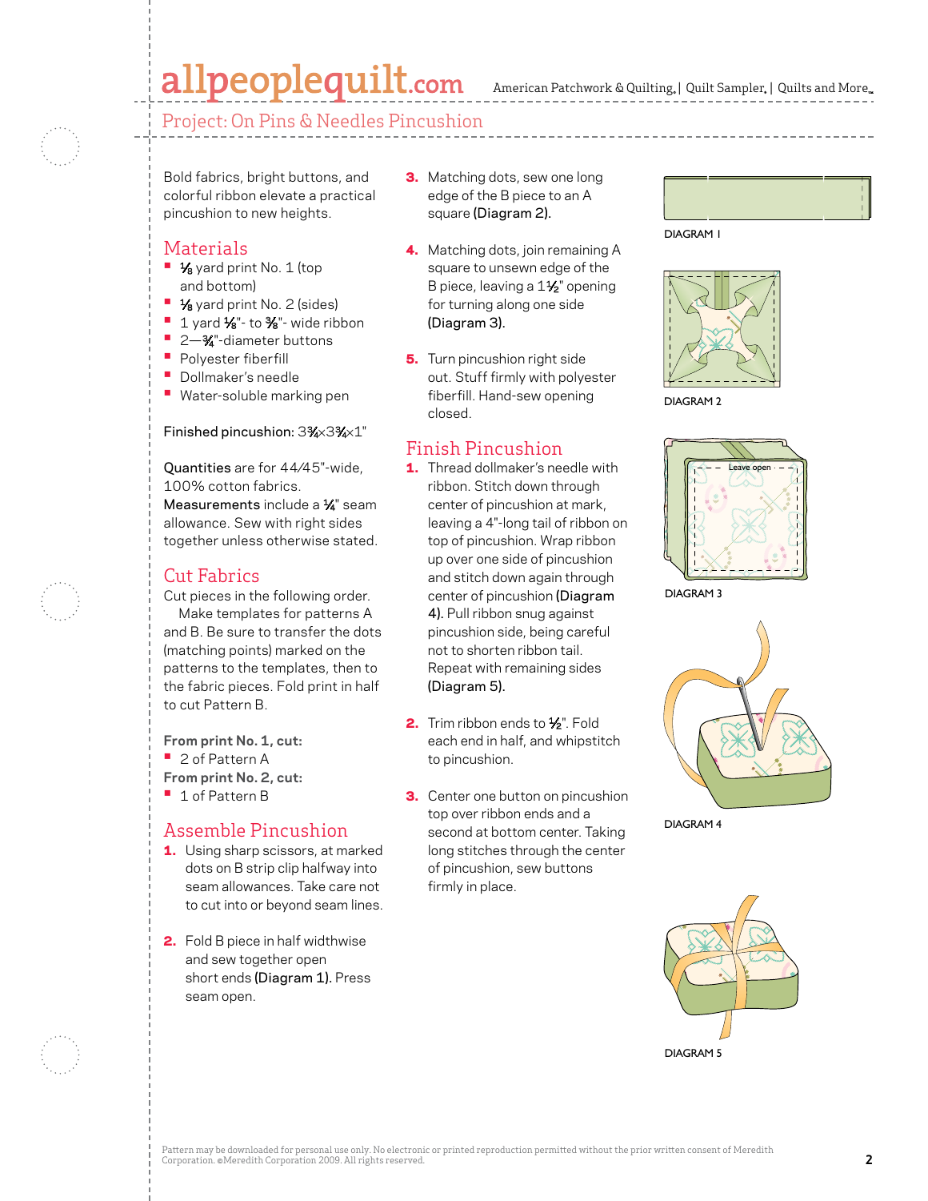Project: On Pins & Needles Pincushion

Bold fabrics, bright buttons, and colorful ribbon elevate a practical pincushion to new heights.

## Materials

- 1⁄8 yard print No. 1 (top and bottom)
- 1⁄8 yard print No. 2 (sides)
- 1 yard 1⁄8"- to 3⁄8"- wide ribbon
- 2—3⁄4"-diameter buttons
- Polyester fiberfill
- Dollmaker's needle
- Water-soluble marking pen

Finished pincushion: 3¾×3¾×1"

**Quantities** are for 44⁄45"-wide, 100% cotton fabrics.
**Measurements** include a ¼" seam allowance. Sew with right sides together unless otherwise stated.

## Cut Fabrics

Cut pieces in the following order.

Make templates for patterns A and B. Be sure to transfer the dots (matching points) marked on the patterns to the templates, then to the fabric pieces. Fold print in half to cut Pattern B.

**From print No. 1, cut:**
- 2 of Pattern A

**From print No. 2, cut:**
- 1 of Pattern B

## Assemble Pincushion

1. Using sharp scissors, at marked dots on B strip clip halfway into seam allowances. Take care not to cut into or beyond seam lines.

2. Fold B piece in half widthwise and sew together open short ends **(Diagram 1)**. Press seam open.

3. Matching dots, sew one long edge of the B piece to an A square **(Diagram 2)**.

4. Matching dots, join remaining A square to unsewn edge of the B piece, leaving a 1½" opening for turning along one side **(Diagram 3)**.

5. Turn pincushion right side out. Stuff firmly with polyester fiberfill. Hand-sew opening closed.

## Finish Pincushion

1. Thread dollmaker's needle with ribbon. Stitch down through center of pincushion at mark, leaving a 4"-long tail of ribbon on top of pincushion. Wrap ribbon up over one side of pincushion and stitch down again through center of pincushion **(Diagram 4)**. Pull ribbon snug against pincushion side, being careful not to shorten ribbon tail. Repeat with remaining sides **(Diagram 5)**.

2. Trim ribbon ends to ½". Fold each end in half, and whipstitch to pincushion.

3. Center one button on pincushion top over ribbon ends and a second at bottom center. Taking long stitches through the center of pincushion, sew buttons firmly in place.

DIAGRAM 1

DIAGRAM 2

Leave open

DIAGRAM 3

DIAGRAM 4

DIAGRAM 5

Pattern may be downloaded for personal use only. No electronic or printed reproduction permitted without the prior written consent of Meredith Corporation. ©Meredith Corporation 2009. All rights reserved.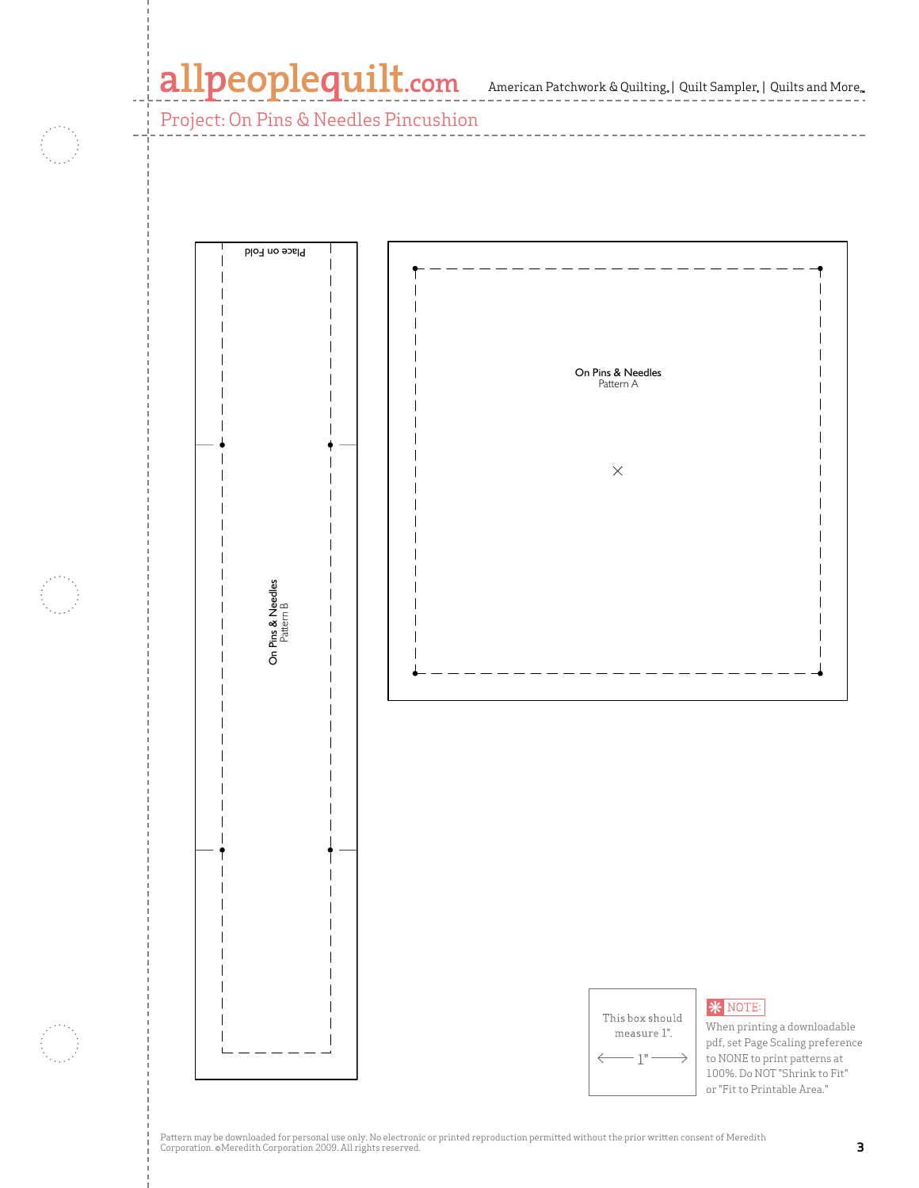Project: On Pins & Needles Pincushion

Place on Fold

On Pins & Needles
Pattern B

On Pins & Needles
Pattern A

This box should measure 1".

1"

NOTE:

When printing a downloadable pdf, set Page Scaling preference to NONE to print patterns at 100%. Do NOT "Shrink to Fit" or "Fit to Printable Area."

Pattern may be downloaded for personal use only. No electronic or printed reproduction permitted without the prior written consent of Meredith Corporation. ©Meredith Corporation 2009. All rights reserved.